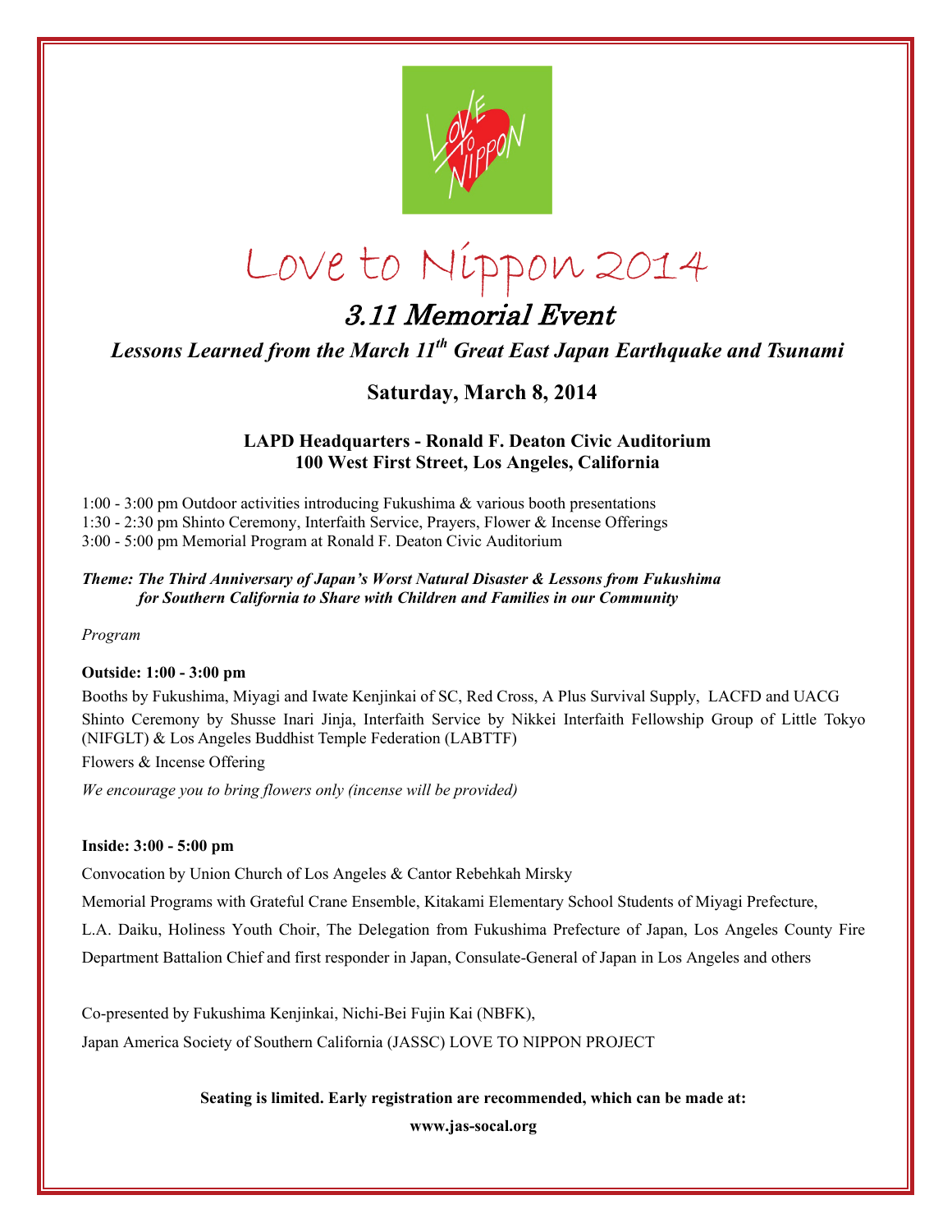# Love to Nippon 2014

## 3.11 Memorial Event

***Lessons Learned from the March 11th Great East Japan Earthquake and Tsunami***

**Saturday, March 8, 2014**

**LAPD Headquarters - Ronald F. Deaton Civic Auditorium**
**100 West First Street, Los Angeles, California**

1:00 - 3:00 pm Outdoor activities introducing Fukushima & various booth presentations
1:30 - 2:30 pm Shinto Ceremony, Interfaith Service, Prayers, Flower & Incense Offerings
3:00 - 5:00 pm Memorial Program at Ronald F. Deaton Civic Auditorium

***Theme: The Third Anniversary of Japan's Worst Natural Disaster & Lessons from Fukushima for Southern California to Share with Children and Families in our Community***

*Program*

**Outside: 1:00 - 3:00 pm**

Booths by Fukushima, Miyagi and Iwate Kenjinkai of SC, Red Cross, A Plus Survival Supply, LACFD and UACG

Shinto Ceremony by Shusse Inari Jinja, Interfaith Service by Nikkei Interfaith Fellowship Group of Little Tokyo (NIFGLT) & Los Angeles Buddhist Temple Federation (LABTTF)

Flowers & Incense Offering

*We encourage you to bring flowers only (incense will be provided)*

**Inside: 3:00 - 5:00 pm**

Convocation by Union Church of Los Angeles & Cantor Rebehkah Mirsky

Memorial Programs with Grateful Crane Ensemble, Kitakami Elementary School Students of Miyagi Prefecture, L.A. Daiku, Holiness Youth Choir, The Delegation from Fukushima Prefecture of Japan, Los Angeles County Fire Department Battalion Chief and first responder in Japan, Consulate-General of Japan in Los Angeles and others

Co-presented by Fukushima Kenjinkai, Nichi-Bei Fujin Kai (NBFK),
Japan America Society of Southern California (JASSC) LOVE TO NIPPON PROJECT

**Seating is limited. Early registration are recommended, which can be made at:**

**www.jas-socal.org**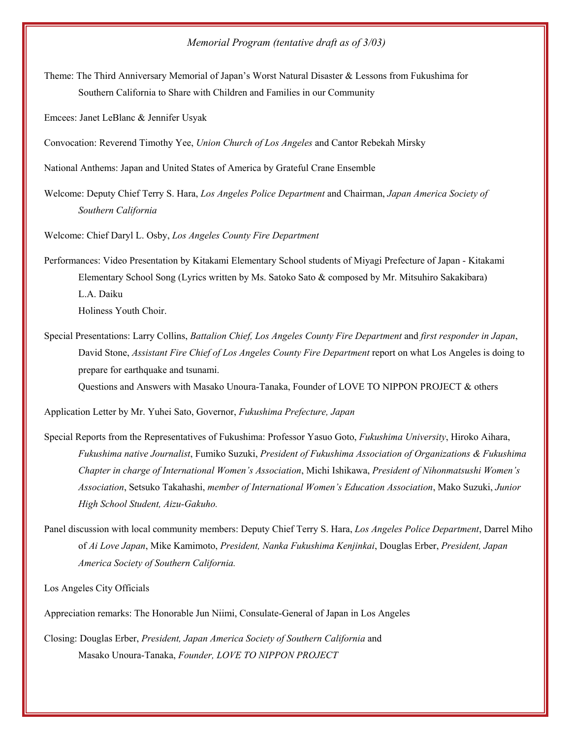*Memorial Program (tentative draft as of 3/03)*

Theme: The Third Anniversary Memorial of Japan's Worst Natural Disaster & Lessons from Fukushima for Southern California to Share with Children and Families in our Community

Emcees: Janet LeBlanc & Jennifer Usyak

Convocation: Reverend Timothy Yee, *Union Church of Los Angeles* and Cantor Rebekah Mirsky

National Anthems: Japan and United States of America by Grateful Crane Ensemble

Welcome: Deputy Chief Terry S. Hara, *Los Angeles Police Department* and Chairman, *Japan America Society of Southern California*

Welcome: Chief Daryl L. Osby, *Los Angeles County Fire Department*

Performances: Video Presentation by Kitakami Elementary School students of Miyagi Prefecture of Japan - Kitakami Elementary School Song (Lyrics written by Ms. Satoko Sato & composed by Mr. Mitsuhiro Sakakibara)
L.A. Daiku
Holiness Youth Choir.

Special Presentations: Larry Collins, *Battalion Chief, Los Angeles County Fire Department* and *first responder in Japan*, David Stone, *Assistant Fire Chief of Los Angeles County Fire Department* report on what Los Angeles is doing to prepare for earthquake and tsunami.
Questions and Answers with Masako Unoura-Tanaka, Founder of LOVE TO NIPPON PROJECT & others

Application Letter by Mr. Yuhei Sato, Governor, *Fukushima Prefecture, Japan*

Special Reports from the Representatives of Fukushima: Professor Yasuo Goto, *Fukushima University*, Hiroko Aihara, *Fukushima native Journalist*, Fumiko Suzuki, *President of Fukushima Association of Organizations & Fukushima Chapter in charge of International Women's Association*, Michi Ishikawa, *President of Nihonmatsushi Women's Association*, Setsuko Takahashi, *member of International Women's Education Association*, Mako Suzuki, *Junior High School Student, Aizu-Gakuho.*

Panel discussion with local community members: Deputy Chief Terry S. Hara, *Los Angeles Police Department*, Darrel Miho of *Ai Love Japan*, Mike Kamimoto, *President, Nanka Fukushima Kenjinkai*, Douglas Erber, *President, Japan America Society of Southern California.*

Los Angeles City Officials

Appreciation remarks: The Honorable Jun Niimi, Consulate-General of Japan in Los Angeles

Closing: Douglas Erber, *President, Japan America Society of Southern California* and
Masako Unoura-Tanaka, *Founder, LOVE TO NIPPON PROJECT*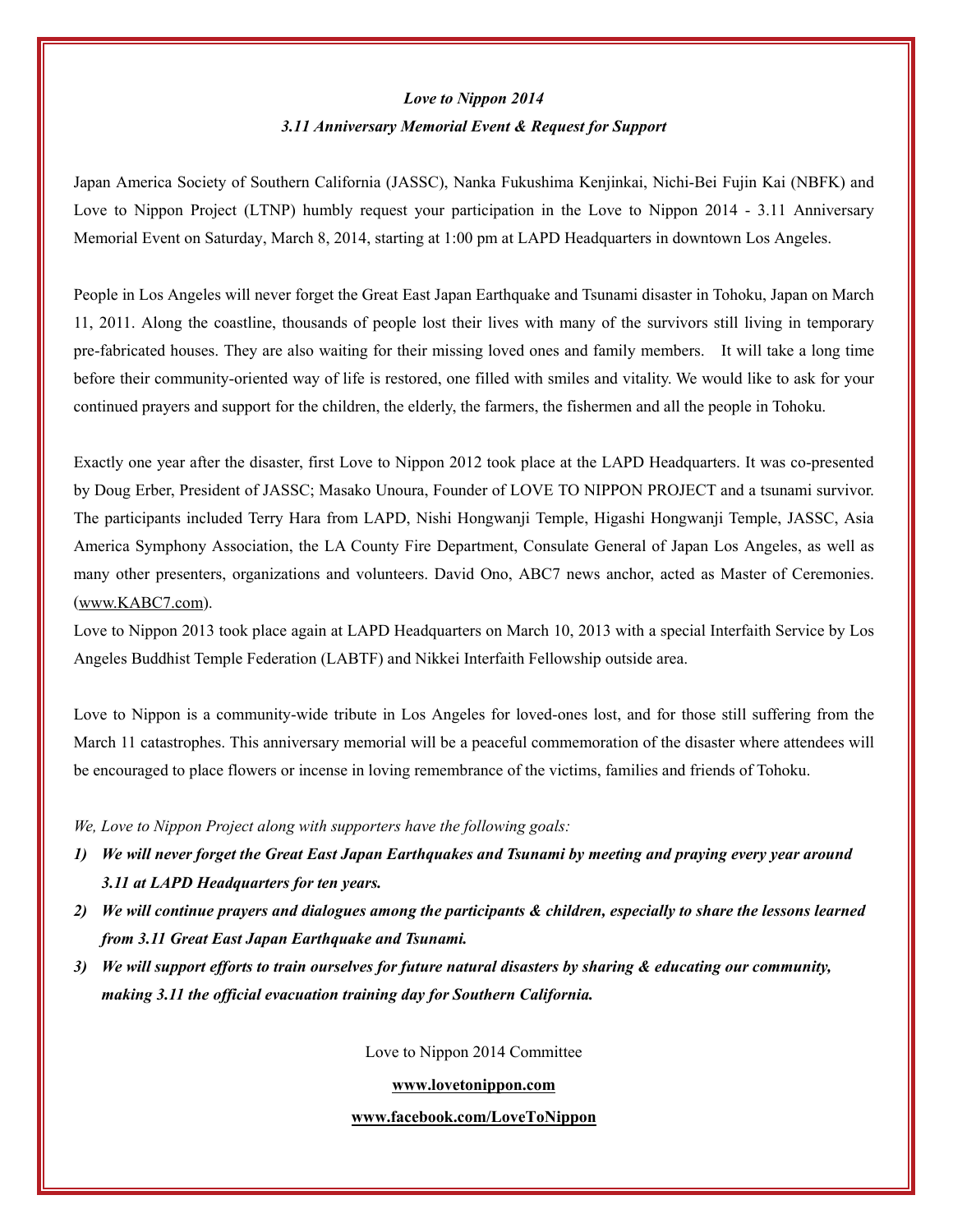***Love to Nippon 2014***

***3.11 Anniversary Memorial Event & Request for Support***

Japan America Society of Southern California (JASSC), Nanka Fukushima Kenjinkai, Nichi-Bei Fujin Kai (NBFK) and Love to Nippon Project (LTNP) humbly request your participation in the Love to Nippon 2014 - 3.11 Anniversary Memorial Event on Saturday, March 8, 2014, starting at 1:00 pm at LAPD Headquarters in downtown Los Angeles.

People in Los Angeles will never forget the Great East Japan Earthquake and Tsunami disaster in Tohoku, Japan on March 11, 2011. Along the coastline, thousands of people lost their lives with many of the survivors still living in temporary pre-fabricated houses. They are also waiting for their missing loved ones and family members. It will take a long time before their community-oriented way of life is restored, one filled with smiles and vitality. We would like to ask for your continued prayers and support for the children, the elderly, the farmers, the fishermen and all the people in Tohoku.

Exactly one year after the disaster, first Love to Nippon 2012 took place at the LAPD Headquarters. It was co-presented by Doug Erber, President of JASSC; Masako Unoura, Founder of LOVE TO NIPPON PROJECT and a tsunami survivor. The participants included Terry Hara from LAPD, Nishi Hongwanji Temple, Higashi Hongwanji Temple, JASSC, Asia America Symphony Association, the LA County Fire Department, Consulate General of Japan Los Angeles, as well as many other presenters, organizations and volunteers. David Ono, ABC7 news anchor, acted as Master of Ceremonies. (www.KABC7.com).

Love to Nippon 2013 took place again at LAPD Headquarters on March 10, 2013 with a special Interfaith Service by Los Angeles Buddhist Temple Federation (LABTF) and Nikkei Interfaith Fellowship outside area.

Love to Nippon is a community-wide tribute in Los Angeles for loved-ones lost, and for those still suffering from the March 11 catastrophes. This anniversary memorial will be a peaceful commemoration of the disaster where attendees will be encouraged to place flowers or incense in loving remembrance of the victims, families and friends of Tohoku.

*We, Love to Nippon Project along with supporters have the following goals:*

1) ***We will never forget the Great East Japan Earthquakes and Tsunami by meeting and praying every year around 3.11 at LAPD Headquarters for ten years.***
2) ***We will continue prayers and dialogues among the participants & children, especially to share the lessons learned from 3.11 Great East Japan Earthquake and Tsunami.***
3) ***We will support efforts to train ourselves for future natural disasters by sharing & educating our community, making 3.11 the official evacuation training day for Southern California.***

Love to Nippon 2014 Committee

**www.lovetonippon.com**

**www.facebook.com/LoveToNippon**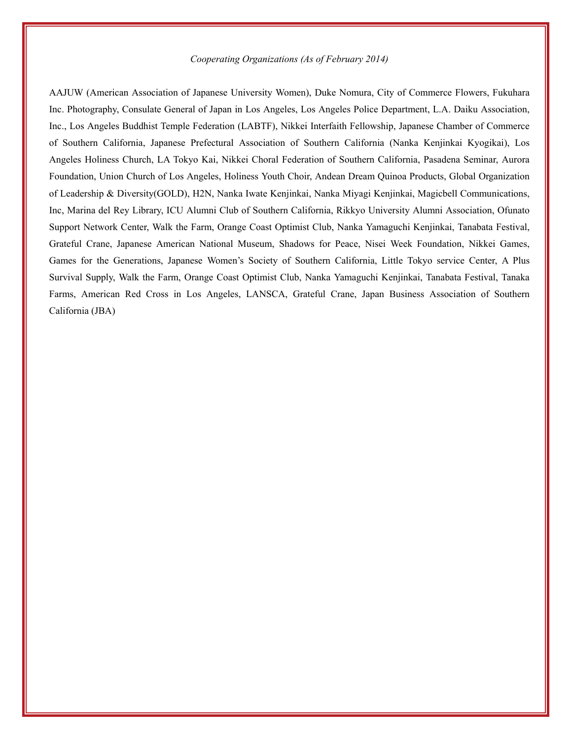*Cooperating Organizations (As of February 2014)*

AAJUW (American Association of Japanese University Women), Duke Nomura, City of Commerce Flowers, Fukuhara Inc. Photography, Consulate General of Japan in Los Angeles, Los Angeles Police Department, L.A. Daiku Association, Inc., Los Angeles Buddhist Temple Federation (LABTF), Nikkei Interfaith Fellowship, Japanese Chamber of Commerce of Southern California, Japanese Prefectural Association of Southern California (Nanka Kenjinkai Kyogikai), Los Angeles Holiness Church, LA Tokyo Kai, Nikkei Choral Federation of Southern California, Pasadena Seminar, Aurora Foundation, Union Church of Los Angeles, Holiness Youth Choir, Andean Dream Quinoa Products, Global Organization of Leadership & Diversity(GOLD), H2N, Nanka Iwate Kenjinkai, Nanka Miyagi Kenjinkai, Magicbell Communications, Inc, Marina del Rey Library, ICU Alumni Club of Southern California, Rikkyo University Alumni Association, Ofunato Support Network Center, Walk the Farm, Orange Coast Optimist Club, Nanka Yamaguchi Kenjinkai, Tanabata Festival, Grateful Crane, Japanese American National Museum, Shadows for Peace, Nisei Week Foundation, Nikkei Games, Games for the Generations, Japanese Women's Society of Southern California, Little Tokyo service Center, A Plus Survival Supply, Walk the Farm, Orange Coast Optimist Club, Nanka Yamaguchi Kenjinkai, Tanabata Festival, Tanaka Farms, American Red Cross in Los Angeles, LANSCA, Grateful Crane, Japan Business Association of Southern California (JBA)